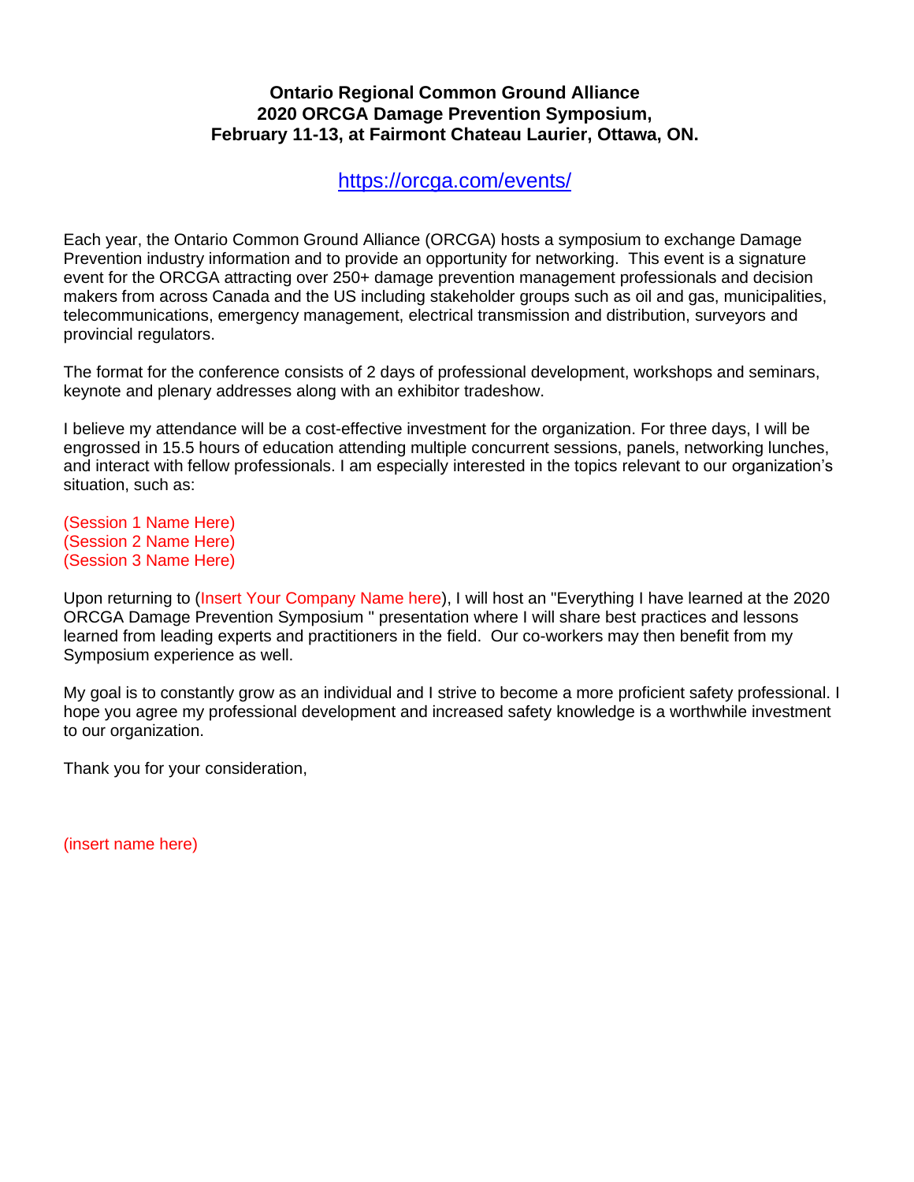**Ontario Regional Common Ground Alliance**
**2020 ORCGA Damage Prevention Symposium,**
**February 11-13, at Fairmont Chateau Laurier, Ottawa, ON.**

https://orcga.com/events/

Each year, the Ontario Common Ground Alliance (ORCGA) hosts a symposium to exchange Damage Prevention industry information and to provide an opportunity for networking. This event is a signature event for the ORCGA attracting over 250+ damage prevention management professionals and decision makers from across Canada and the US including stakeholder groups such as oil and gas, municipalities, telecommunications, emergency management, electrical transmission and distribution, surveyors and provincial regulators.

The format for the conference consists of 2 days of professional development, workshops and seminars, keynote and plenary addresses along with an exhibitor tradeshow.

I believe my attendance will be a cost-effective investment for the organization. For three days, I will be engrossed in 15.5 hours of education attending multiple concurrent sessions, panels, networking lunches, and interact with fellow professionals. I am especially interested in the topics relevant to our organization's situation, such as:

(Session 1 Name Here)
(Session 2 Name Here)
(Session 3 Name Here)

Upon returning to (Insert Your Company Name here), I will host an "Everything I have learned at the 2020 ORCGA Damage Prevention Symposium " presentation where I will share best practices and lessons learned from leading experts and practitioners in the field. Our co-workers may then benefit from my Symposium experience as well.

My goal is to constantly grow as an individual and I strive to become a more proficient safety professional. I hope you agree my professional development and increased safety knowledge is a worthwhile investment to our organization.

Thank you for your consideration,

(insert name here)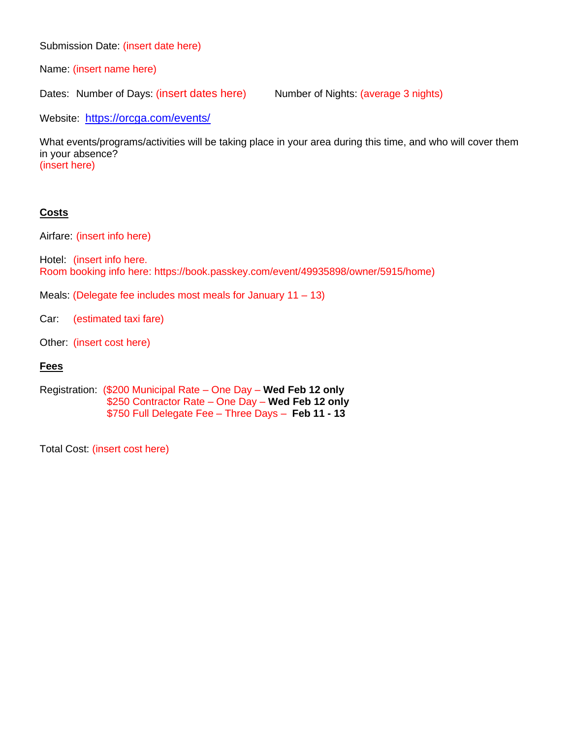Submission Date: (insert date here)

Name: (insert name here)

Dates: Number of Days: (insert dates here) Number of Nights: (average 3 nights)

Website: https://orcga.com/events/

What events/programs/activities will be taking place in your area during this time, and who will cover them in your absence?
(insert here)

**Costs**

Airfare: (insert info here)

Hotel: (insert info here.
Room booking info here: https://book.passkey.com/event/49935898/owner/5915/home)

Meals: (Delegate fee includes most meals for January 11 – 13)

Car: (estimated taxi fare)

Other: (insert cost here)

**Fees**

Registration: ($200 Municipal Rate – One Day – **Wed Feb 12 only**
$250 Contractor Rate – One Day – **Wed Feb 12 only**
$750 Full Delegate Fee – Three Days – **Feb 11 - 13**

Total Cost: (insert cost here)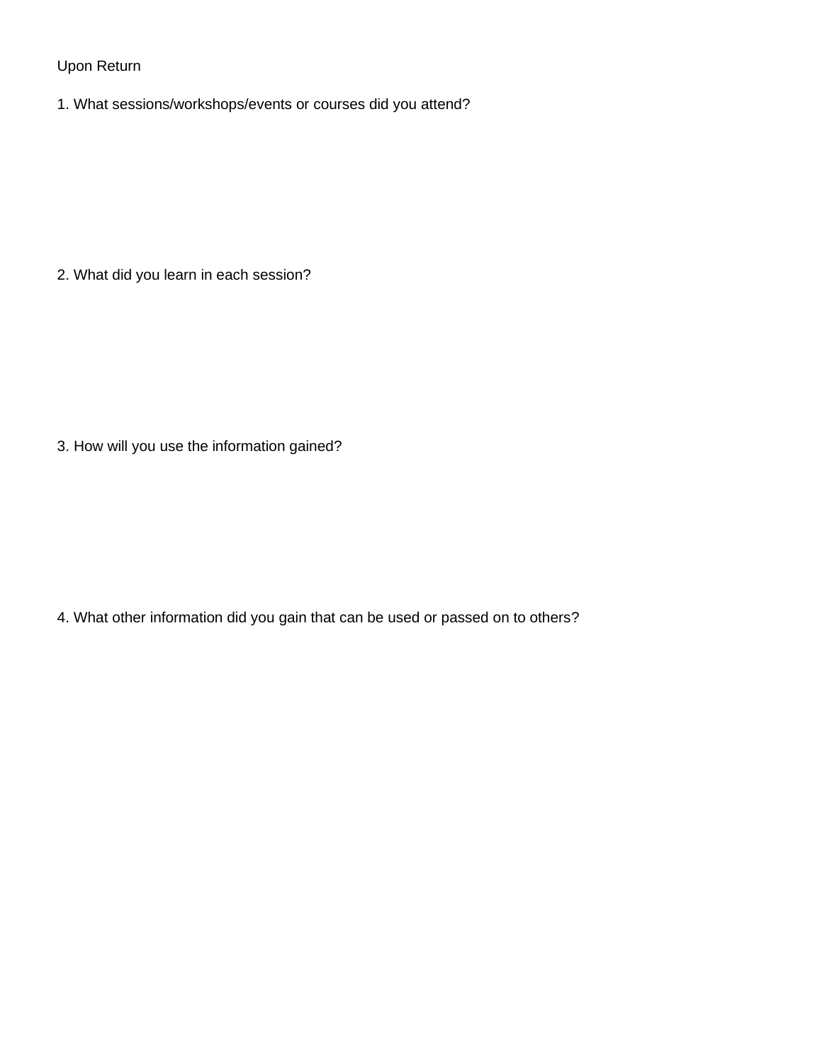Upon Return

1. What sessions/workshops/events or courses did you attend?

2. What did you learn in each session?

3. How will you use the information gained?

4. What other information did you gain that can be used or passed on to others?